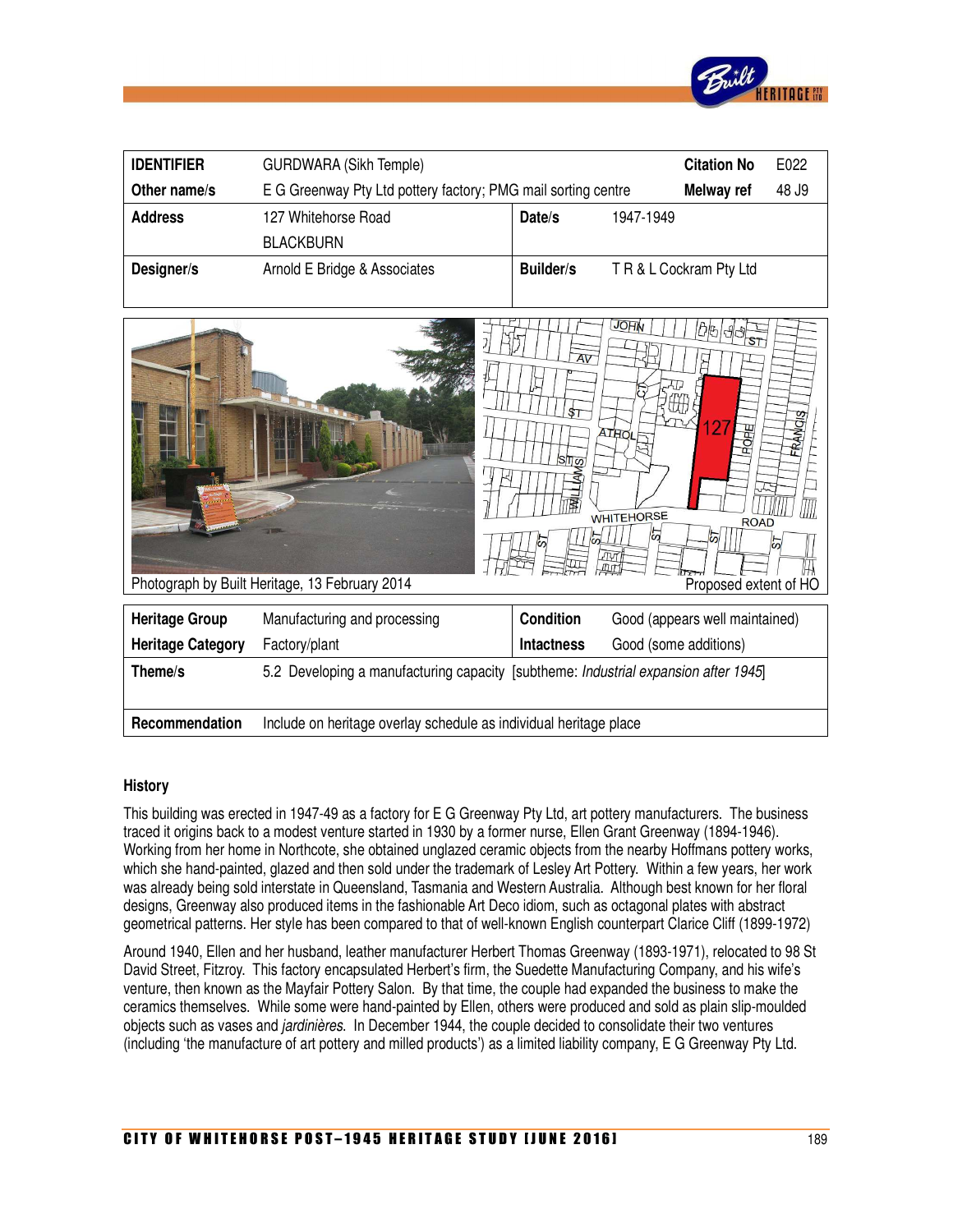| IDENTIFIER | GURDWARA (Sikh Temple) | Citation No | E022 |
|---|---|---|---|
| Other name/s | E G Greenway Pty Ltd pottery factory; PMG mail sorting centre | Melway ref | 48 J9 |
| Address | 127 Whitehorse Road BLACKBURN | Date/s | 1947-1949 |
| Designer/s | Arnold E Bridge & Associates | Builder/s | T R & L Cockram Pty Ltd |

Photograph by Built Heritage, 13 February 2014

Proposed extent of HO

| Heritage Group | Manufacturing and processing | Condition | Good (appears well maintained) |
|---|---|---|---|
| Heritage Category | Factory/plant | Intactness | Good (some additions) |
| Theme/s | 5.2 Developing a manufacturing capacity [subtheme: *Industrial expansion after 1945*] | | |
| Recommendation | Include on heritage overlay schedule as individual heritage place | | |

### History

This building was erected in 1947-49 as a factory for E G Greenway Pty Ltd, art pottery manufacturers. The business traced it origins back to a modest venture started in 1930 by a former nurse, Ellen Grant Greenway (1894-1946). Working from her home in Northcote, she obtained unglazed ceramic objects from the nearby Hoffmans pottery works, which she hand-painted, glazed and then sold under the trademark of Lesley Art Pottery. Within a few years, her work was already being sold interstate in Queensland, Tasmania and Western Australia. Although best known for her floral designs, Greenway also produced items in the fashionable Art Deco idiom, such as octagonal plates with abstract geometrical patterns. Her style has been compared to that of well-known English counterpart Clarice Cliff (1899-1972)

Around 1940, Ellen and her husband, leather manufacturer Herbert Thomas Greenway (1893-1971), relocated to 98 St David Street, Fitzroy. This factory encapsulated Herbert's firm, the Suedette Manufacturing Company, and his wife's venture, then known as the Mayfair Pottery Salon. By that time, the couple had expanded the business to make the ceramics themselves. While some were hand-painted by Ellen, others were produced and sold as plain slip-moulded objects such as vases and *jardinières.* In December 1944, the couple decided to consolidate their two ventures (including 'the manufacture of art pottery and milled products') as a limited liability company, E G Greenway Pty Ltd.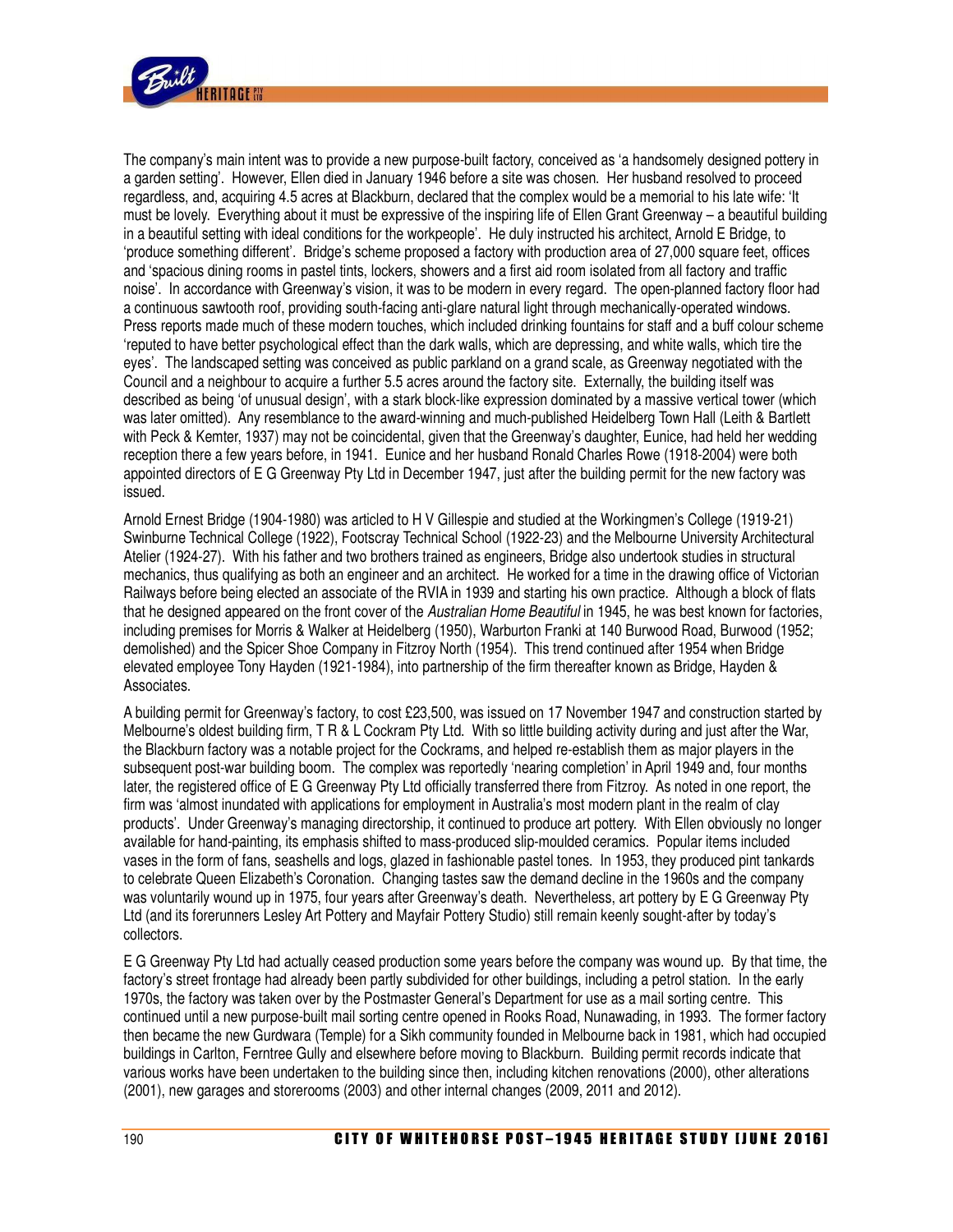The company's main intent was to provide a new purpose-built factory, conceived as 'a handsomely designed pottery in a garden setting'. However, Ellen died in January 1946 before a site was chosen. Her husband resolved to proceed regardless, and, acquiring 4.5 acres at Blackburn, declared that the complex would be a memorial to his late wife: 'It must be lovely. Everything about it must be expressive of the inspiring life of Ellen Grant Greenway – a beautiful building in a beautiful setting with ideal conditions for the workpeople'. He duly instructed his architect, Arnold E Bridge, to 'produce something different'. Bridge's scheme proposed a factory with production area of 27,000 square feet, offices and 'spacious dining rooms in pastel tints, lockers, showers and a first aid room isolated from all factory and traffic noise'. In accordance with Greenway's vision, it was to be modern in every regard. The open-planned factory floor had a continuous sawtooth roof, providing south-facing anti-glare natural light through mechanically-operated windows. Press reports made much of these modern touches, which included drinking fountains for staff and a buff colour scheme 'reputed to have better psychological effect than the dark walls, which are depressing, and white walls, which tire the eyes'. The landscaped setting was conceived as public parkland on a grand scale, as Greenway negotiated with the Council and a neighbour to acquire a further 5.5 acres around the factory site. Externally, the building itself was described as being 'of unusual design', with a stark block-like expression dominated by a massive vertical tower (which was later omitted). Any resemblance to the award-winning and much-published Heidelberg Town Hall (Leith & Bartlett with Peck & Kemter, 1937) may not be coincidental, given that the Greenway's daughter, Eunice, had held her wedding reception there a few years before, in 1941. Eunice and her husband Ronald Charles Rowe (1918-2004) were both appointed directors of E G Greenway Pty Ltd in December 1947, just after the building permit for the new factory was issued.

Arnold Ernest Bridge (1904-1980) was articled to H V Gillespie and studied at the Workingmen's College (1919-21) Swinburne Technical College (1922), Footscray Technical School (1922-23) and the Melbourne University Architectural Atelier (1924-27). With his father and two brothers trained as engineers, Bridge also undertook studies in structural mechanics, thus qualifying as both an engineer and an architect. He worked for a time in the drawing office of Victorian Railways before being elected an associate of the RVIA in 1939 and starting his own practice. Although a block of flats that he designed appeared on the front cover of the *Australian Home Beautiful* in 1945, he was best known for factories, including premises for Morris & Walker at Heidelberg (1950), Warburton Franki at 140 Burwood Road, Burwood (1952; demolished) and the Spicer Shoe Company in Fitzroy North (1954). This trend continued after 1954 when Bridge elevated employee Tony Hayden (1921-1984), into partnership of the firm thereafter known as Bridge, Hayden & Associates.

A building permit for Greenway's factory, to cost £23,500, was issued on 17 November 1947 and construction started by Melbourne's oldest building firm, T R & L Cockram Pty Ltd. With so little building activity during and just after the War, the Blackburn factory was a notable project for the Cockrams, and helped re-establish them as major players in the subsequent post-war building boom. The complex was reportedly 'nearing completion' in April 1949 and, four months later, the registered office of E G Greenway Pty Ltd officially transferred there from Fitzroy. As noted in one report, the firm was 'almost inundated with applications for employment in Australia's most modern plant in the realm of clay products'. Under Greenway's managing directorship, it continued to produce art pottery. With Ellen obviously no longer available for hand-painting, its emphasis shifted to mass-produced slip-moulded ceramics. Popular items included vases in the form of fans, seashells and logs, glazed in fashionable pastel tones. In 1953, they produced pint tankards to celebrate Queen Elizabeth's Coronation. Changing tastes saw the demand decline in the 1960s and the company was voluntarily wound up in 1975, four years after Greenway's death. Nevertheless, art pottery by E G Greenway Pty Ltd (and its forerunners Lesley Art Pottery and Mayfair Pottery Studio) still remain keenly sought-after by today's collectors.

E G Greenway Pty Ltd had actually ceased production some years before the company was wound up. By that time, the factory's street frontage had already been partly subdivided for other buildings, including a petrol station. In the early 1970s, the factory was taken over by the Postmaster General's Department for use as a mail sorting centre. This continued until a new purpose-built mail sorting centre opened in Rooks Road, Nunawading, in 1993. The former factory then became the new Gurdwara (Temple) for a Sikh community founded in Melbourne back in 1981, which had occupied buildings in Carlton, Ferntree Gully and elsewhere before moving to Blackburn. Building permit records indicate that various works have been undertaken to the building since then, including kitchen renovations (2000), other alterations (2001), new garages and storerooms (2003) and other internal changes (2009, 2011 and 2012).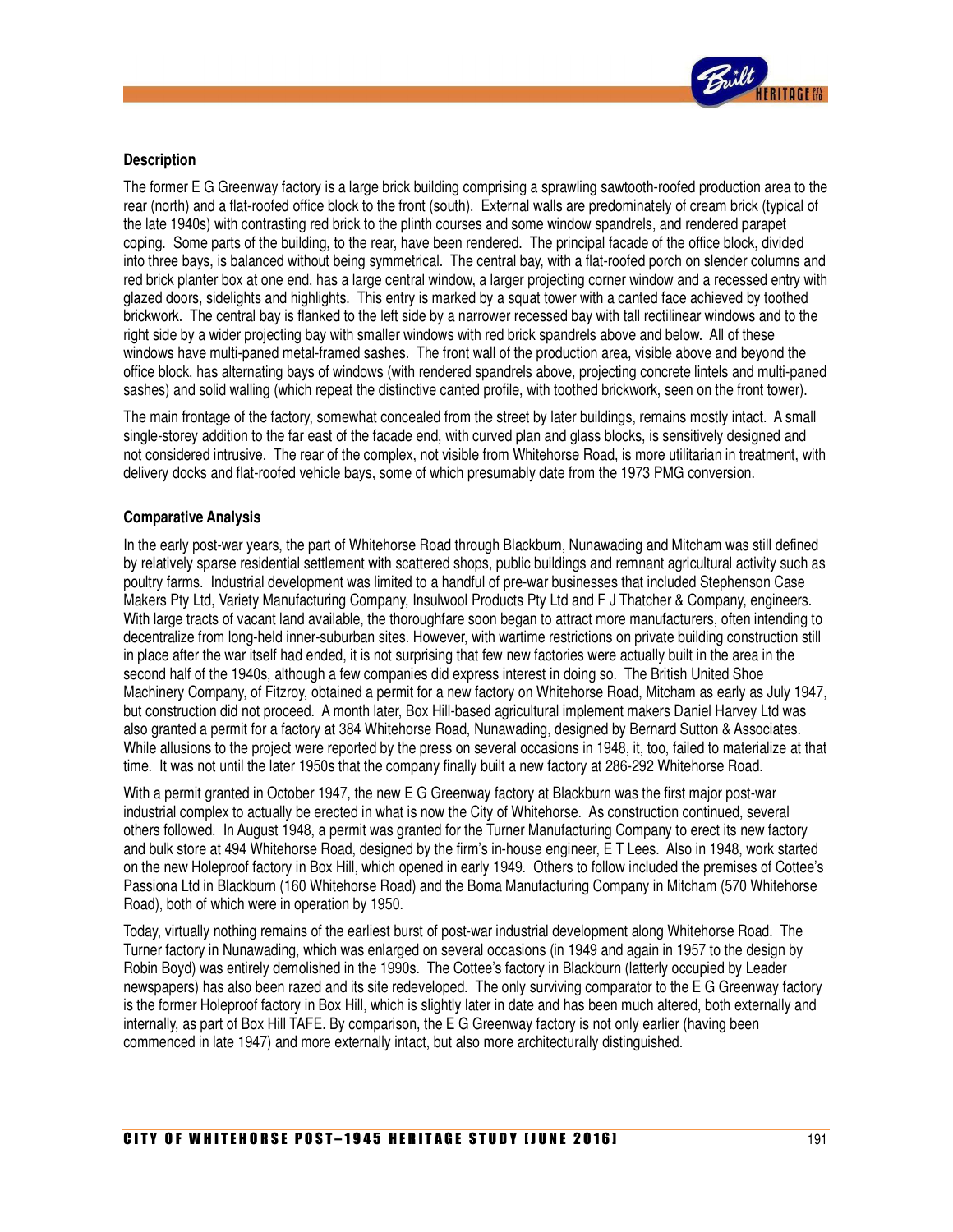## Description

The former E G Greenway factory is a large brick building comprising a sprawling sawtooth-roofed production area to the rear (north) and a flat-roofed office block to the front (south). External walls are predominately of cream brick (typical of the late 1940s) with contrasting red brick to the plinth courses and some window spandrels, and rendered parapet coping. Some parts of the building, to the rear, have been rendered. The principal facade of the office block, divided into three bays, is balanced without being symmetrical. The central bay, with a flat-roofed porch on slender columns and red brick planter box at one end, has a large central window, a larger projecting corner window and a recessed entry with glazed doors, sidelights and highlights. This entry is marked by a squat tower with a canted face achieved by toothed brickwork. The central bay is flanked to the left side by a narrower recessed bay with tall rectilinear windows and to the right side by a wider projecting bay with smaller windows with red brick spandrels above and below. All of these windows have multi-paned metal-framed sashes. The front wall of the production area, visible above and beyond the office block, has alternating bays of windows (with rendered spandrels above, projecting concrete lintels and multi-paned sashes) and solid walling (which repeat the distinctive canted profile, with toothed brickwork, seen on the front tower).

The main frontage of the factory, somewhat concealed from the street by later buildings, remains mostly intact. A small single-storey addition to the far east of the facade end, with curved plan and glass blocks, is sensitively designed and not considered intrusive. The rear of the complex, not visible from Whitehorse Road, is more utilitarian in treatment, with delivery docks and flat-roofed vehicle bays, some of which presumably date from the 1973 PMG conversion.

## Comparative Analysis

In the early post-war years, the part of Whitehorse Road through Blackburn, Nunawading and Mitcham was still defined by relatively sparse residential settlement with scattered shops, public buildings and remnant agricultural activity such as poultry farms. Industrial development was limited to a handful of pre-war businesses that included Stephenson Case Makers Pty Ltd, Variety Manufacturing Company, Insulwool Products Pty Ltd and F J Thatcher & Company, engineers. With large tracts of vacant land available, the thoroughfare soon began to attract more manufacturers, often intending to decentralize from long-held inner-suburban sites. However, with wartime restrictions on private building construction still in place after the war itself had ended, it is not surprising that few new factories were actually built in the area in the second half of the 1940s, although a few companies did express interest in doing so. The British United Shoe Machinery Company, of Fitzroy, obtained a permit for a new factory on Whitehorse Road, Mitcham as early as July 1947, but construction did not proceed. A month later, Box Hill-based agricultural implement makers Daniel Harvey Ltd was also granted a permit for a factory at 384 Whitehorse Road, Nunawading, designed by Bernard Sutton & Associates. While allusions to the project were reported by the press on several occasions in 1948, it, too, failed to materialize at that time. It was not until the later 1950s that the company finally built a new factory at 286-292 Whitehorse Road.

With a permit granted in October 1947, the new E G Greenway factory at Blackburn was the first major post-war industrial complex to actually be erected in what is now the City of Whitehorse. As construction continued, several others followed. In August 1948, a permit was granted for the Turner Manufacturing Company to erect its new factory and bulk store at 494 Whitehorse Road, designed by the firm's in-house engineer, E T Lees. Also in 1948, work started on the new Holeproof factory in Box Hill, which opened in early 1949. Others to follow included the premises of Cottee's Passiona Ltd in Blackburn (160 Whitehorse Road) and the Boma Manufacturing Company in Mitcham (570 Whitehorse Road), both of which were in operation by 1950.

Today, virtually nothing remains of the earliest burst of post-war industrial development along Whitehorse Road. The Turner factory in Nunawading, which was enlarged on several occasions (in 1949 and again in 1957 to the design by Robin Boyd) was entirely demolished in the 1990s. The Cottee's factory in Blackburn (latterly occupied by Leader newspapers) has also been razed and its site redeveloped. The only surviving comparator to the E G Greenway factory is the former Holeproof factory in Box Hill, which is slightly later in date and has been much altered, both externally and internally, as part of Box Hill TAFE. By comparison, the E G Greenway factory is not only earlier (having been commenced in late 1947) and more externally intact, but also more architecturally distinguished.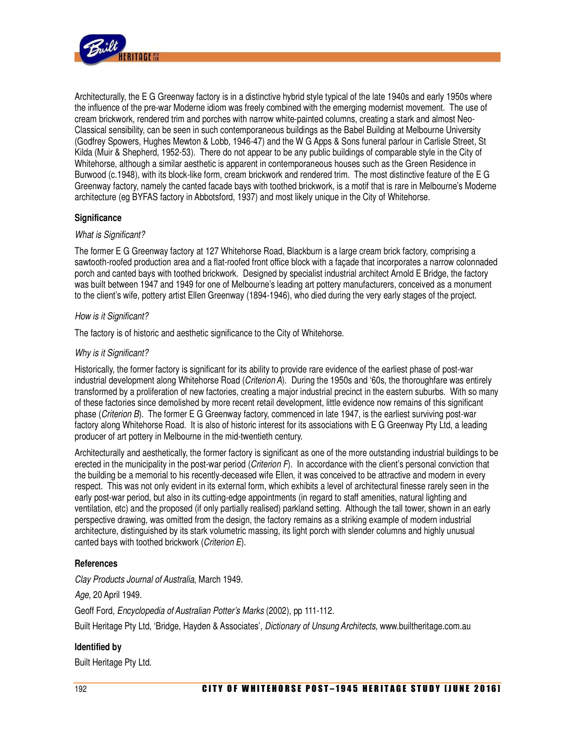Architecturally, the E G Greenway factory is in a distinctive hybrid style typical of the late 1940s and early 1950s where the influence of the pre-war Moderne idiom was freely combined with the emerging modernist movement. The use of cream brickwork, rendered trim and porches with narrow white-painted columns, creating a stark and almost Neo-Classical sensibility, can be seen in such contemporaneous buildings as the Babel Building at Melbourne University (Godfrey Spowers, Hughes Mewton & Lobb, 1946-47) and the W G Apps & Sons funeral parlour in Carlisle Street, St Kilda (Muir & Shepherd, 1952-53). There do not appear to be any public buildings of comparable style in the City of Whitehorse, although a similar aesthetic is apparent in contemporaneous houses such as the Green Residence in Burwood (c.1948), with its block-like form, cream brickwork and rendered trim. The most distinctive feature of the E G Greenway factory, namely the canted facade bays with toothed brickwork, is a motif that is rare in Melbourne's Moderne architecture (eg BYFAS factory in Abbotsford, 1937) and most likely unique in the City of Whitehorse.

## Significance

### *What is Significant?*

The former E G Greenway factory at 127 Whitehorse Road, Blackburn is a large cream brick factory, comprising a sawtooth-roofed production area and a flat-roofed front office block with a façade that incorporates a narrow colonnaded porch and canted bays with toothed brickwork. Designed by specialist industrial architect Arnold E Bridge, the factory was built between 1947 and 1949 for one of Melbourne's leading art pottery manufacturers, conceived as a monument to the client's wife, pottery artist Ellen Greenway (1894-1946), who died during the very early stages of the project.

### *How is it Significant?*

The factory is of historic and aesthetic significance to the City of Whitehorse.

### *Why is it Significant?*

Historically, the former factory is significant for its ability to provide rare evidence of the earliest phase of post-war industrial development along Whitehorse Road (*Criterion A*). During the 1950s and '60s, the thoroughfare was entirely transformed by a proliferation of new factories, creating a major industrial precinct in the eastern suburbs. With so many of these factories since demolished by more recent retail development, little evidence now remains of this significant phase (*Criterion B*). The former E G Greenway factory, commenced in late 1947, is the earliest surviving post-war factory along Whitehorse Road. It is also of historic interest for its associations with E G Greenway Pty Ltd, a leading producer of art pottery in Melbourne in the mid-twentieth century.

Architecturally and aesthetically, the former factory is significant as one of the more outstanding industrial buildings to be erected in the municipality in the post-war period (*Criterion F*). In accordance with the client's personal conviction that the building be a memorial to his recently-deceased wife Ellen, it was conceived to be attractive and modern in every respect. This was not only evident in its external form, which exhibits a level of architectural finesse rarely seen in the early post-war period, but also in its cutting-edge appointments (in regard to staff amenities, natural lighting and ventilation, etc) and the proposed (if only partially realised) parkland setting. Although the tall tower, shown in an early perspective drawing, was omitted from the design, the factory remains as a striking example of modern industrial architecture, distinguished by its stark volumetric massing, its light porch with slender columns and highly unusual canted bays with toothed brickwork (*Criterion E*).

## References

*Clay Products Journal of Australia*, March 1949.

*Age*, 20 April 1949.

Geoff Ford, *Encyclopedia of Australian Potter's Marks* (2002), pp 111-112.

Built Heritage Pty Ltd, 'Bridge, Hayden & Associates', *Dictionary of Unsung Architects,* www.builtheritage.com.au

## Identified by

Built Heritage Pty Ltd.